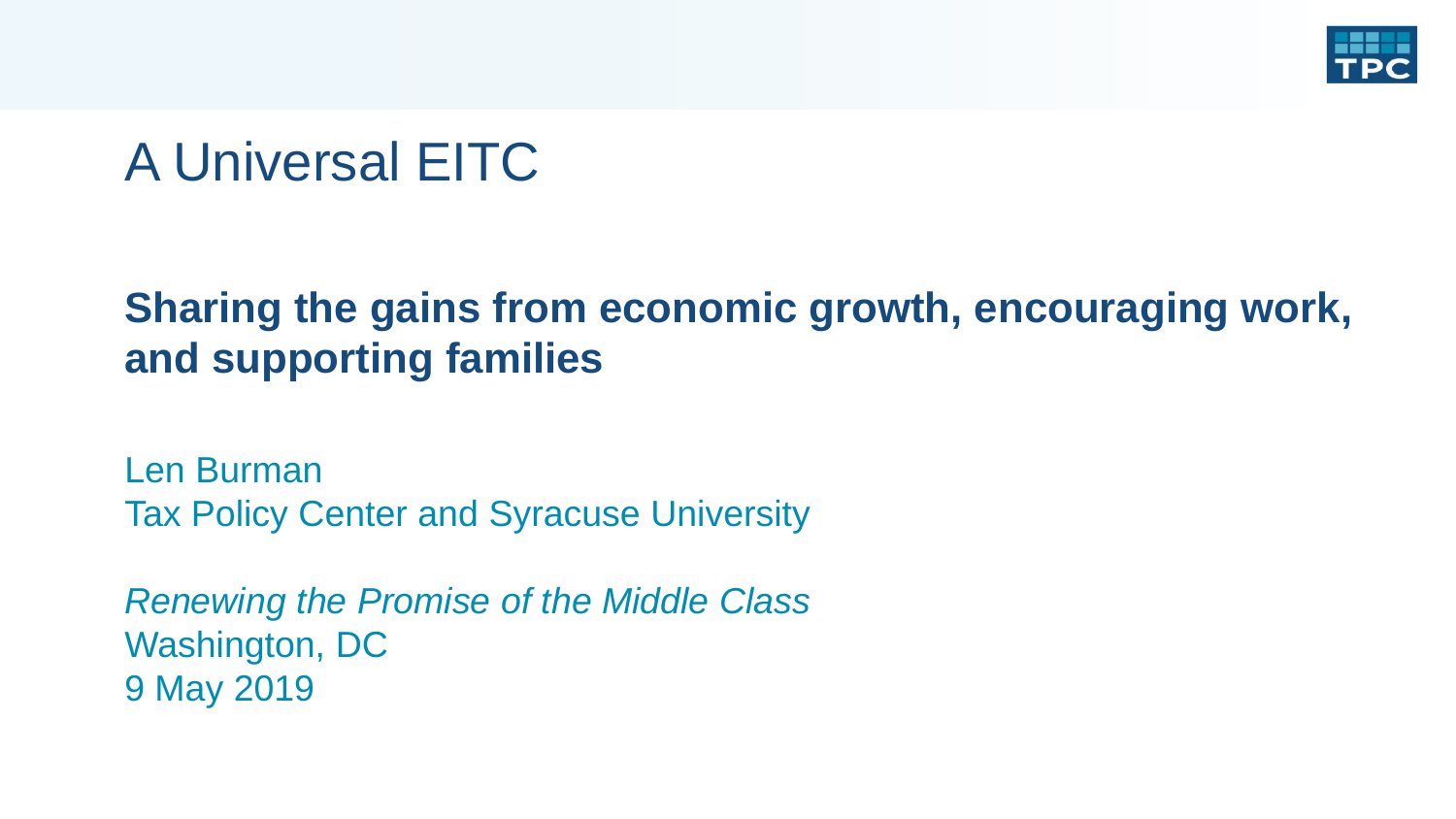# A Universal EITC

## Sharing the gains from economic growth, encouraging work, and supporting families

Len Burman
Tax Policy Center and Syracuse University

*Renewing the Promise of the Middle Class*
Washington, DC
9 May 2019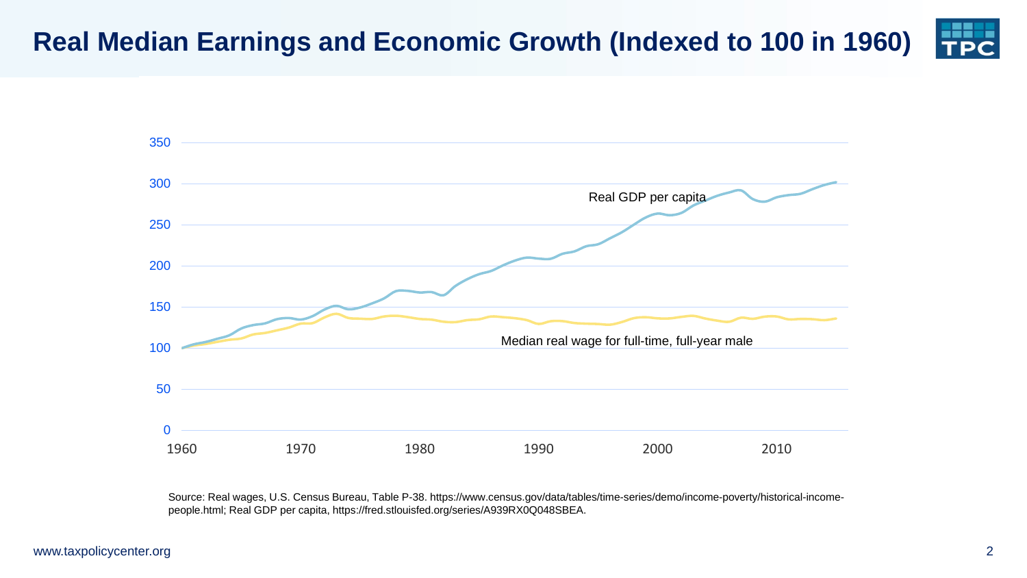# Real Median Earnings and Economic Growth (Indexed to 100 in 1960)

Real GDP per capita

Median real wage for full-time, full-year male

Source: Real wages, U.S. Census Bureau, Table P-38. https://www.census.gov/data/tables/time-series/demo/income-poverty/historical-income-people.html; Real GDP per capita, https://fred.stlouisfed.org/series/A939RX0Q048SBEA.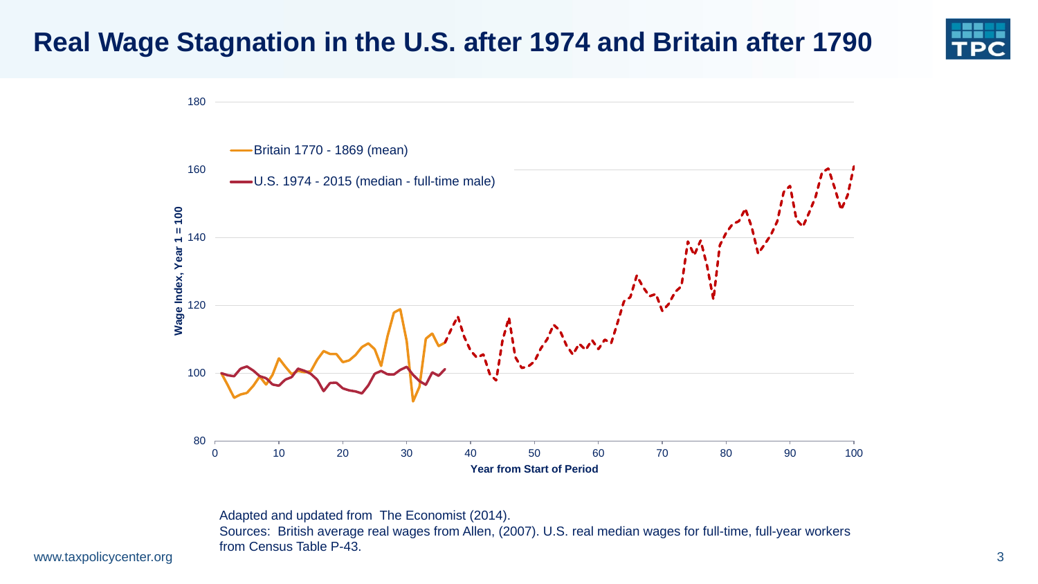# Real Wage Stagnation in the U.S. after 1974 and Britain after 1790

Britain 1770 - 1869 (mean)

U.S. 1974 - 2015 (median - full-time male)

Wage Index, Year 1 = 100

Year from Start of Period

Adapted and updated from The Economist (2014).

Sources: British average real wages from Allen, (2007). U.S. real median wages for full-time, full-year workers from Census Table P-43.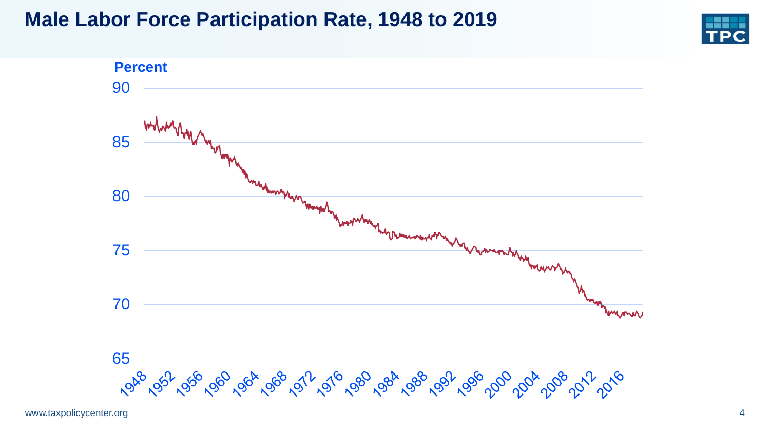# Male Labor Force Participation Rate, 1948 to 2019

Percent

90

85

80

75

70

65

1948 1952 1956 1960 1964 1968 1972 1976 1980 1984 1988 1992 1996 2000 2004 2008 2012 2016

www.taxpolicycenter.org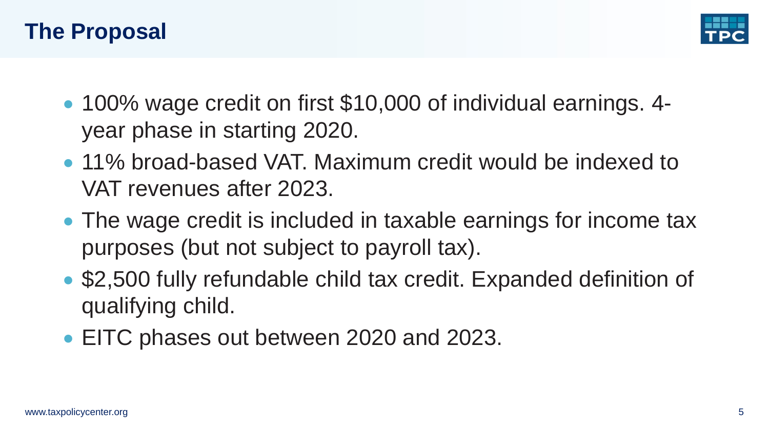# The Proposal

- 100% wage credit on first $10,000 of individual earnings. 4-year phase in starting 2020.
- 11% broad-based VAT. Maximum credit would be indexed to VAT revenues after 2023.
- The wage credit is included in taxable earnings for income tax purposes (but not subject to payroll tax).
- $2,500 fully refundable child tax credit. Expanded definition of qualifying child.
- EITC phases out between 2020 and 2023.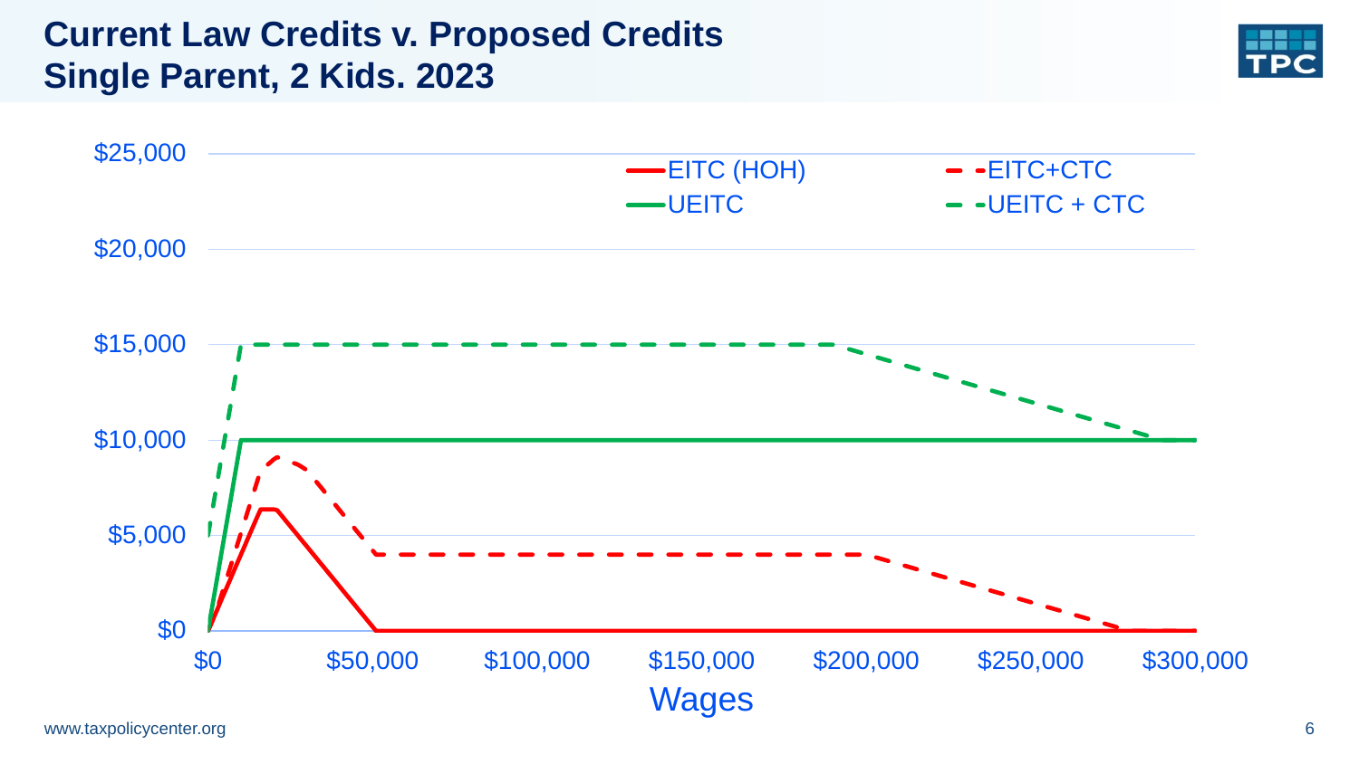# Current Law Credits v. Proposed Credits
# Single Parent, 2 Kids. 2023

Legend: EITC (HOH); EITC+CTC; UEITC; UEITC + CTC

Y-axis: $0, $5,000, $10,000, $15,000, $20,000, $25,000

X-axis: $0, $50,000, $100,000, $150,000, $200,000, $250,000, $300,000

Wages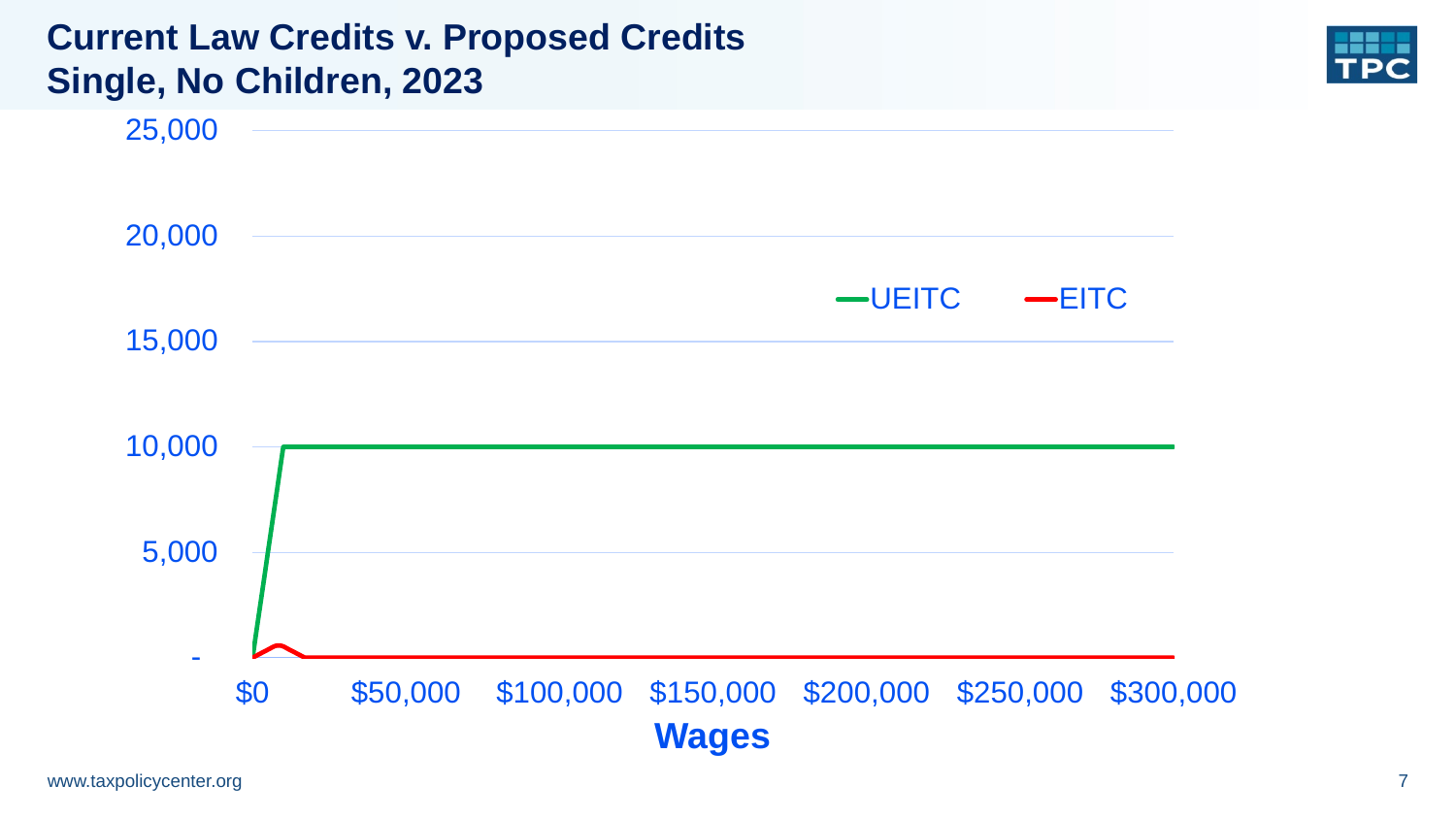# Current Law Credits v. Proposed Credits
## Single, No Children, 2023

25,000

20,000

15,000

10,000

5,000

-

UEITC EITC

$0 $50,000 $100,000 $150,000 $200,000 $250,000 $300,000

**Wages**

www.taxpolicycenter.org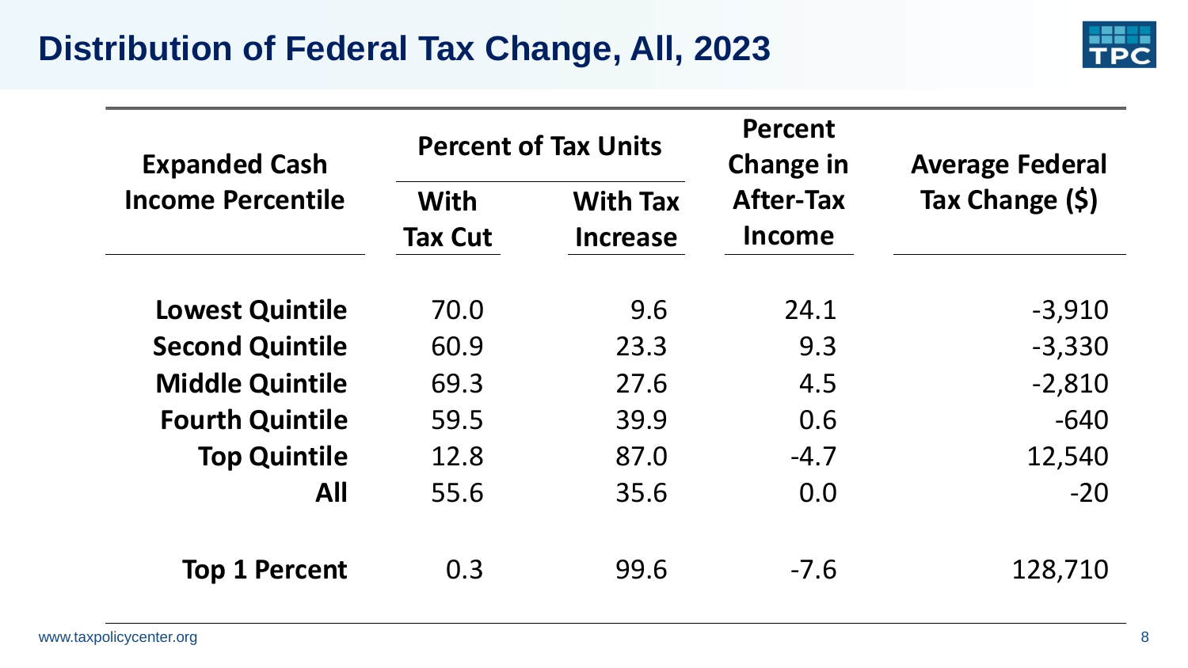# Distribution of Federal Tax Change, All, 2023

| Expanded Cash Income Percentile | Percent of Tax Units | | Percent Change in After-Tax Income | Average Federal Tax Change ($) |
|---|---|---|---|---|
| | With Tax Cut | With Tax Increase | | |
| Lowest Quintile | 70.0 | 9.6 | 24.1 | -3,910 |
| Second Quintile | 60.9 | 23.3 | 9.3 | -3,330 |
| Middle Quintile | 69.3 | 27.6 | 4.5 | -2,810 |
| Fourth Quintile | 59.5 | 39.9 | 0.6 | -640 |
| Top Quintile | 12.8 | 87.0 | -4.7 | 12,540 |
| All | 55.6 | 35.6 | 0.0 | -20 |
| Top 1 Percent | 0.3 | 99.6 | -7.6 | 128,710 |

www.taxpolicycenter.org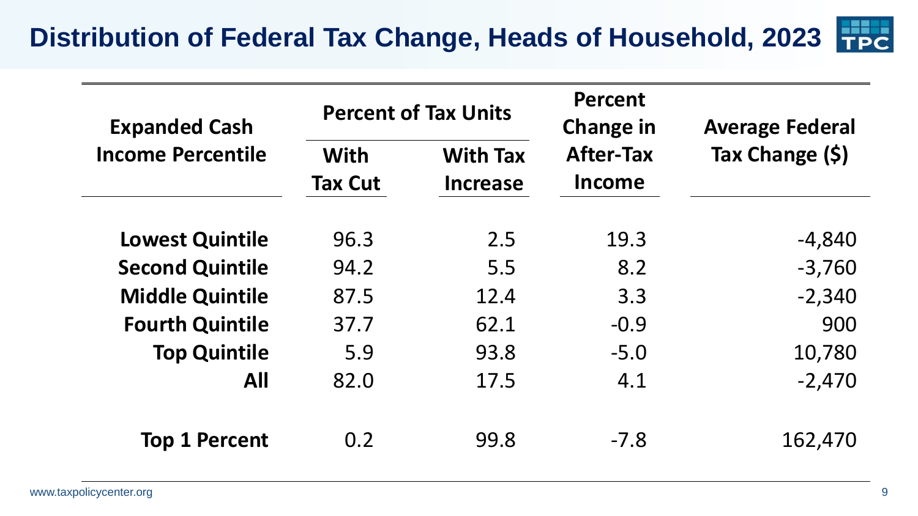# Distribution of Federal Tax Change, Heads of Household, 2023

| Expanded Cash Income Percentile | Percent of Tax Units | | Percent Change in After-Tax Income | Average Federal Tax Change ($) |
|---|---|---|---|---|
| | With Tax Cut | With Tax Increase | | |
| Lowest Quintile | 96.3 | 2.5 | 19.3 | -4,840 |
| Second Quintile | 94.2 | 5.5 | 8.2 | -3,760 |
| Middle Quintile | 87.5 | 12.4 | 3.3 | -2,340 |
| Fourth Quintile | 37.7 | 62.1 | -0.9 | 900 |
| Top Quintile | 5.9 | 93.8 | -5.0 | 10,780 |
| All | 82.0 | 17.5 | 4.1 | -2,470 |
| Top 1 Percent | 0.2 | 99.8 | -7.8 | 162,470 |

www.taxpolicycenter.org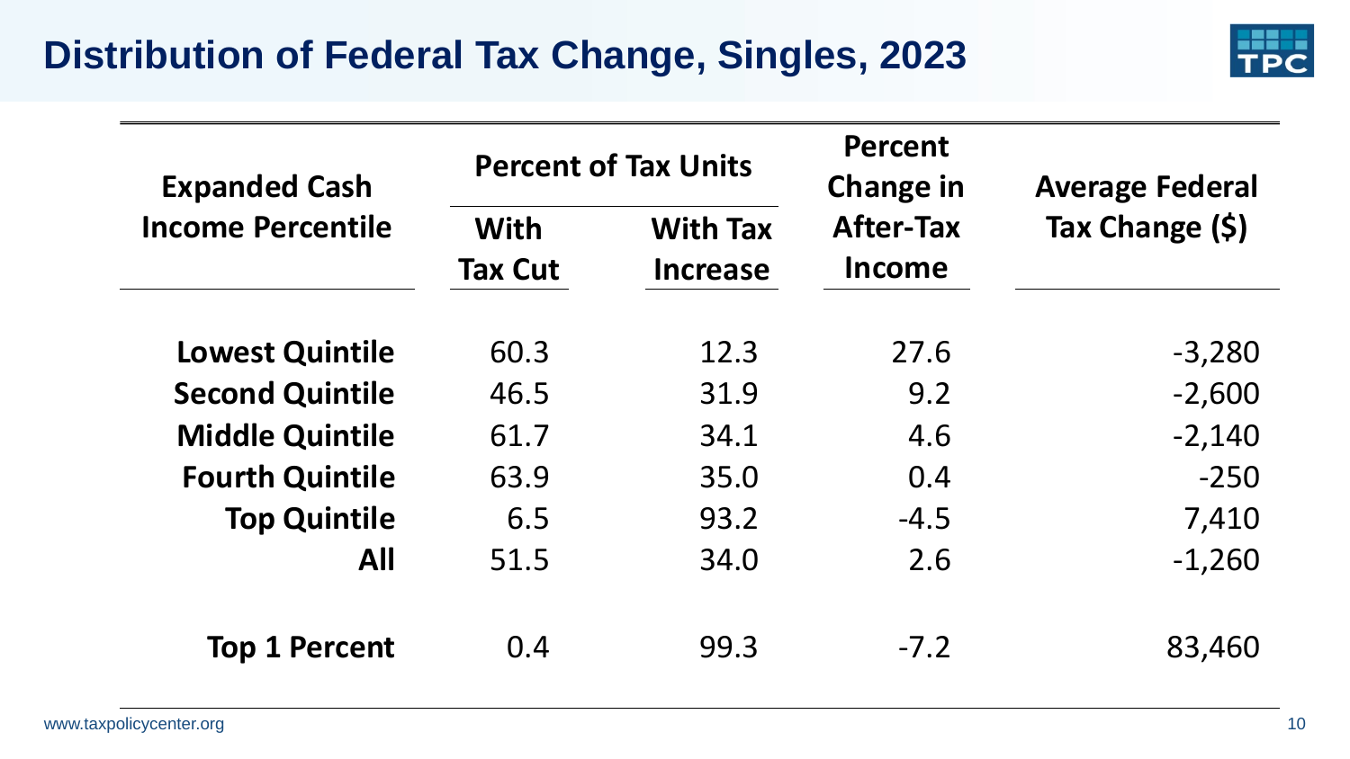# Distribution of Federal Tax Change, Singles, 2023

| Expanded Cash Income Percentile | Percent of Tax Units | | Percent Change in After-Tax Income | Average Federal Tax Change ($) |
|---|---|---|---|---|
| | With Tax Cut | With Tax Increase | | |
| **Lowest Quintile** | 60.3 | 12.3 | 27.6 | -3,280 |
| **Second Quintile** | 46.5 | 31.9 | 9.2 | -2,600 |
| **Middle Quintile** | 61.7 | 34.1 | 4.6 | -2,140 |
| **Fourth Quintile** | 63.9 | 35.0 | 0.4 | -250 |
| **Top Quintile** | 6.5 | 93.2 | -4.5 | 7,410 |
| **All** | 51.5 | 34.0 | 2.6 | -1,260 |
| **Top 1 Percent** | 0.4 | 99.3 | -7.2 | 83,460 |

www.taxpolicycenter.org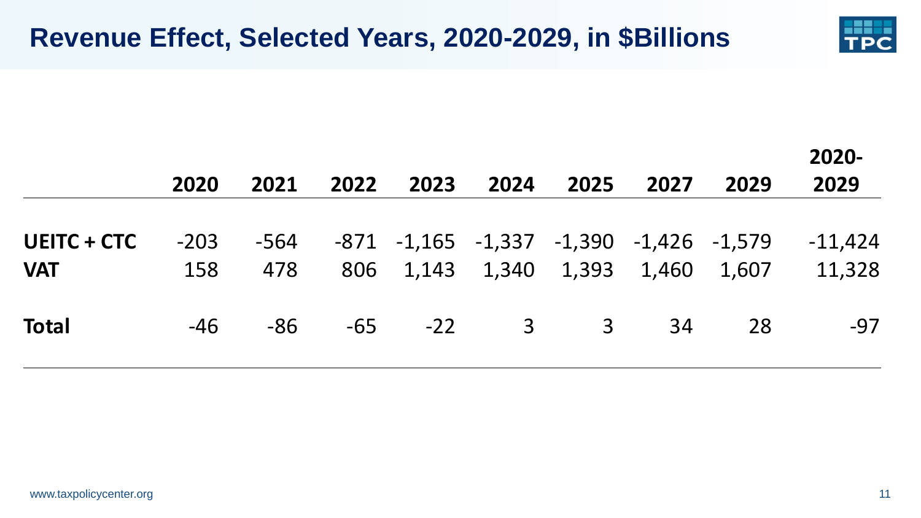# Revenue Effect, Selected Years, 2020-2029, in $Billions

| | 2020 | 2021 | 2022 | 2023 | 2024 | 2025 | 2027 | 2029 | 2020-2029 |
|---|---|---|---|---|---|---|---|---|---|
| **UEITC + CTC** | -203 | -564 | -871 | -1,165 | -1,337 | -1,390 | -1,426 | -1,579 | -11,424 |
| **VAT** | 158 | 478 | 806 | 1,143 | 1,340 | 1,393 | 1,460 | 1,607 | 11,328 |
| **Total** | -46 | -86 | -65 | -22 | 3 | 3 | 34 | 28 | -97 |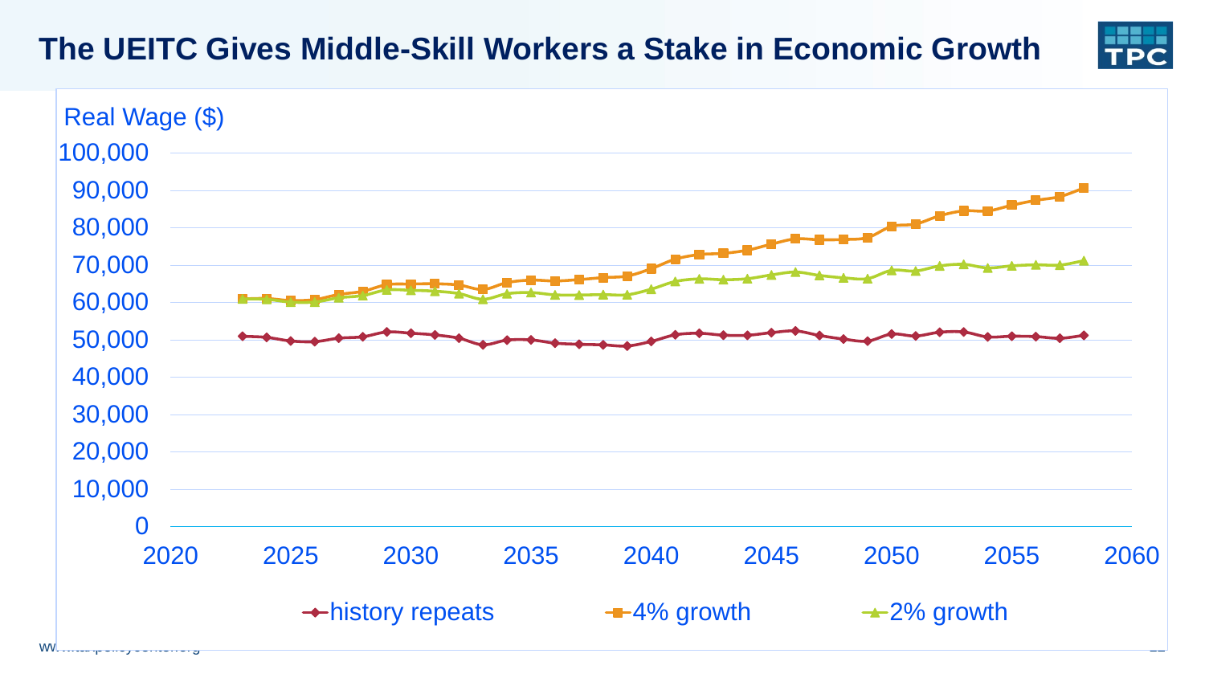# The UEITC Gives Middle-Skill Workers a Stake in Economic Growth

Real Wage ($)

100,000
90,000
80,000
70,000
60,000
50,000
40,000
30,000
20,000
10,000
0

2020
2025
2030
2035
2040
2045
2050
2055
2060

history repeats
4% growth
2% growth